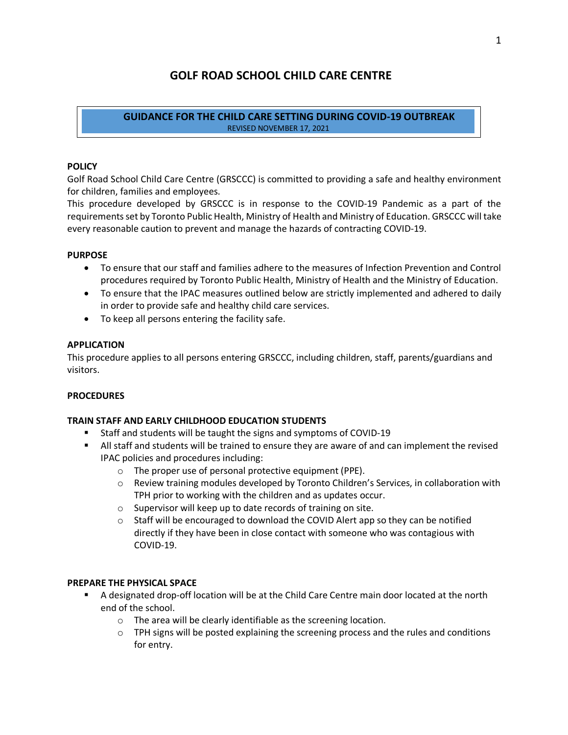# GOLF ROAD SCHOOL CHILD CARE CENTRE

## GUIDANCE FOR THE CHILD CARE SETTING DURING COVID-19 OUTBREAK

REVISED NOVEMBER 17, 2021

**POLICY**

Golf Road School Child Care Centre (GRSCCC) is committed to providing a safe and healthy environment for children, families and employees.

This procedure developed by GRSCCC is in response to the COVID-19 Pandemic as a part of the requirements set by Toronto Public Health, Ministry of Health and Ministry of Education. GRSCCC will take every reasonable caution to prevent and manage the hazards of contracting COVID-19.

**PURPOSE**

- To ensure that our staff and families adhere to the measures of Infection Prevention and Control procedures required by Toronto Public Health, Ministry of Health and the Ministry of Education.
- To ensure that the IPAC measures outlined below are strictly implemented and adhered to daily in order to provide safe and healthy child care services.
- To keep all persons entering the facility safe.

**APPLICATION**

This procedure applies to all persons entering GRSCCC, including children, staff, parents/guardians and visitors.

**PROCEDURES**

**TRAIN STAFF AND EARLY CHILDHOOD EDUCATION STUDENTS**

- Staff and students will be taught the signs and symptoms of COVID-19
- All staff and students will be trained to ensure they are aware of and can implement the revised IPAC policies and procedures including:
  - The proper use of personal protective equipment (PPE).
  - Review training modules developed by Toronto Children's Services, in collaboration with TPH prior to working with the children and as updates occur.
  - Supervisor will keep up to date records of training on site.
  - Staff will be encouraged to download the COVID Alert app so they can be notified directly if they have been in close contact with someone who was contagious with COVID-19.

**PREPARE THE PHYSICAL SPACE**

- A designated drop-off location will be at the Child Care Centre main door located at the north end of the school.
  - The area will be clearly identifiable as the screening location.
  - TPH signs will be posted explaining the screening process and the rules and conditions for entry.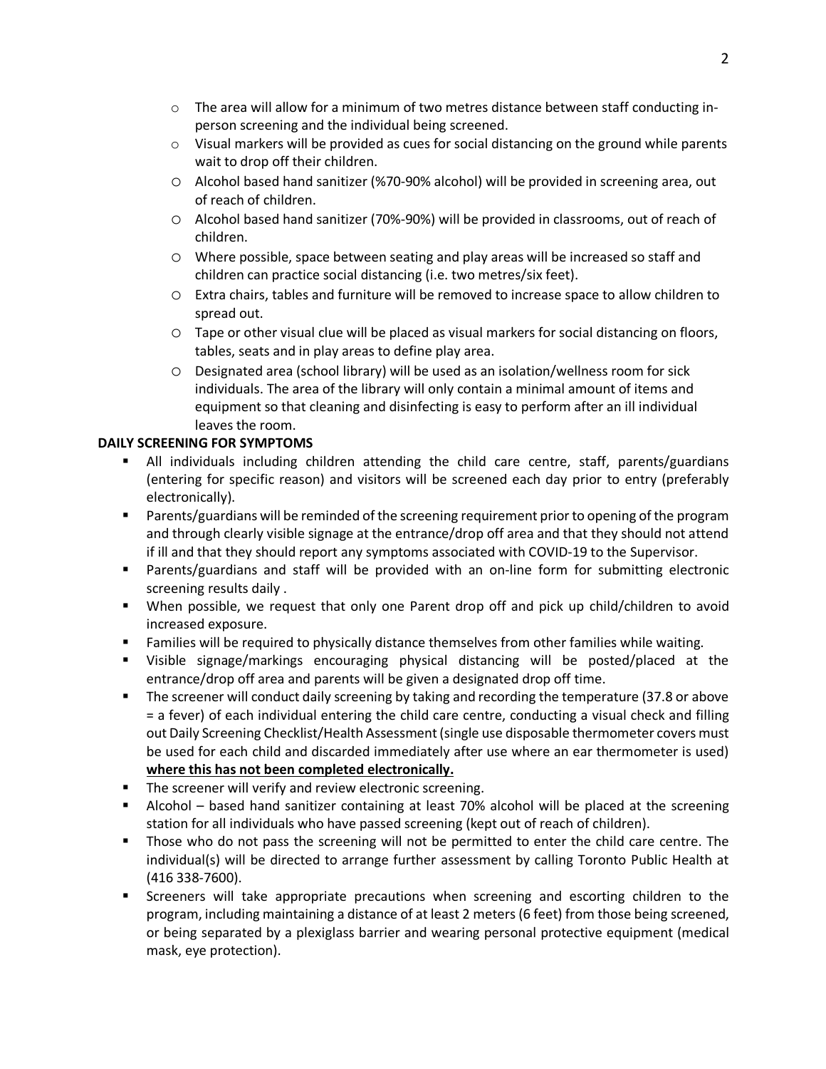- The area will allow for a minimum of two metres distance between staff conducting in-person screening and the individual being screened.
- Visual markers will be provided as cues for social distancing on the ground while parents wait to drop off their children.
- Alcohol based hand sanitizer (%70-90% alcohol) will be provided in screening area, out of reach of children.
- Alcohol based hand sanitizer (70%-90%) will be provided in classrooms, out of reach of children.
- Where possible, space between seating and play areas will be increased so staff and children can practice social distancing (i.e. two metres/six feet).
- Extra chairs, tables and furniture will be removed to increase space to allow children to spread out.
- Tape or other visual clue will be placed as visual markers for social distancing on floors, tables, seats and in play areas to define play area.
- Designated area (school library) will be used as an isolation/wellness room for sick individuals. The area of the library will only contain a minimal amount of items and equipment so that cleaning and disinfecting is easy to perform after an ill individual leaves the room.

**DAILY SCREENING FOR SYMPTOMS**

- All individuals including children attending the child care centre, staff, parents/guardians (entering for specific reason) and visitors will be screened each day prior to entry (preferably electronically).
- Parents/guardians will be reminded of the screening requirement prior to opening of the program and through clearly visible signage at the entrance/drop off area and that they should not attend if ill and that they should report any symptoms associated with COVID-19 to the Supervisor.
- Parents/guardians and staff will be provided with an on-line form for submitting electronic screening results daily .
- When possible, we request that only one Parent drop off and pick up child/children to avoid increased exposure.
- Families will be required to physically distance themselves from other families while waiting.
- Visible signage/markings encouraging physical distancing will be posted/placed at the entrance/drop off area and parents will be given a designated drop off time.
- The screener will conduct daily screening by taking and recording the temperature (37.8 or above = a fever) of each individual entering the child care centre, conducting a visual check and filling out Daily Screening Checklist/Health Assessment (single use disposable thermometer covers must be used for each child and discarded immediately after use where an ear thermometer is used) **<u>where this has not been completed electronically.</u>**
- The screener will verify and review electronic screening.
- Alcohol – based hand sanitizer containing at least 70% alcohol will be placed at the screening station for all individuals who have passed screening (kept out of reach of children).
- Those who do not pass the screening will not be permitted to enter the child care centre. The individual(s) will be directed to arrange further assessment by calling Toronto Public Health at (416 338-7600).
- Screeners will take appropriate precautions when screening and escorting children to the program, including maintaining a distance of at least 2 meters (6 feet) from those being screened, or being separated by a plexiglass barrier and wearing personal protective equipment (medical mask, eye protection).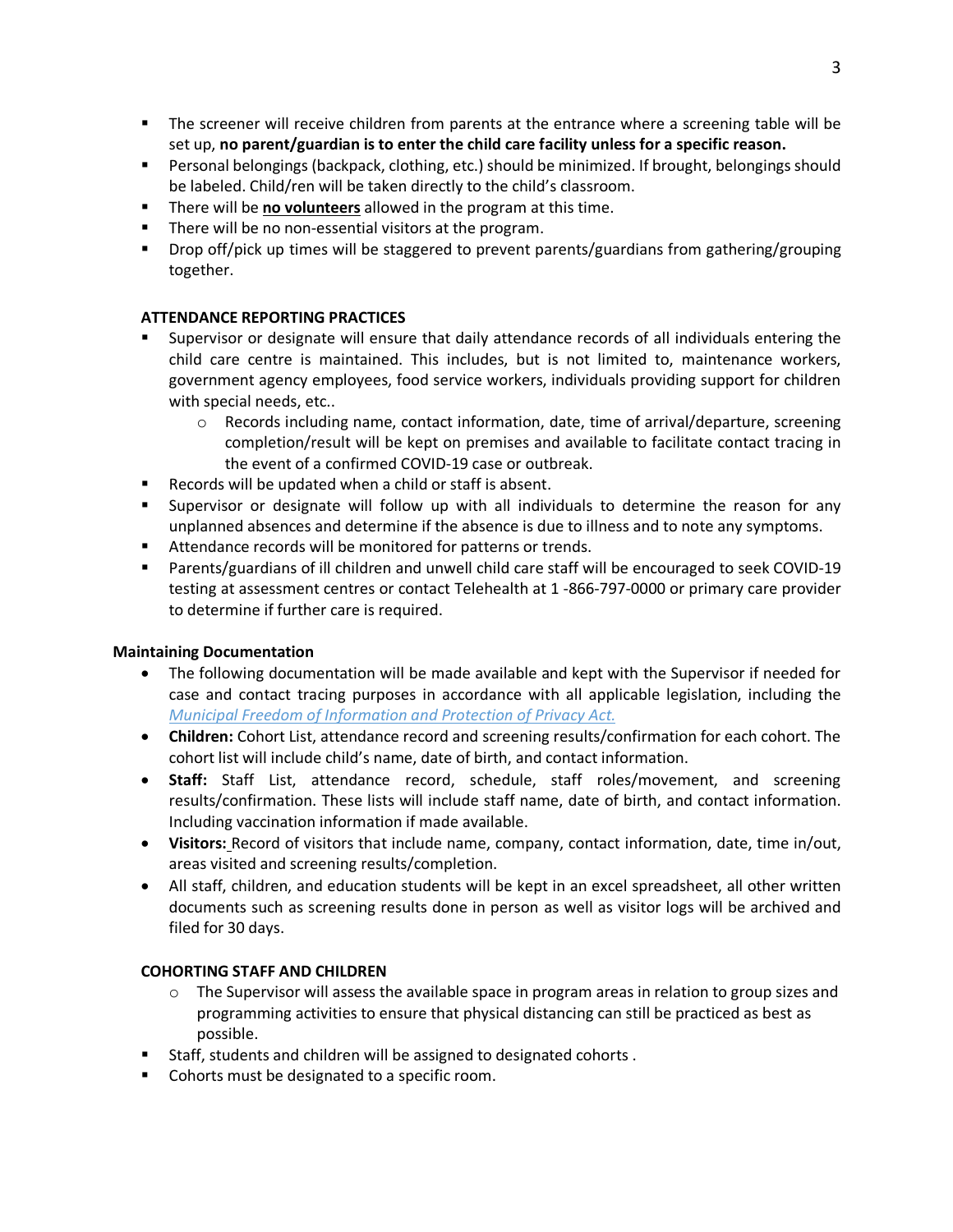- The screener will receive children from parents at the entrance where a screening table will be set up, **no parent/guardian is to enter the child care facility unless for a specific reason.**
- Personal belongings (backpack, clothing, etc.) should be minimized. If brought, belongings should be labeled. Child/ren will be taken directly to the child's classroom.
- There will be **<u>no volunteers</u>** allowed in the program at this time.
- There will be no non-essential visitors at the program.
- Drop off/pick up times will be staggered to prevent parents/guardians from gathering/grouping together.

### ATTENDANCE REPORTING PRACTICES

- Supervisor or designate will ensure that daily attendance records of all individuals entering the child care centre is maintained. This includes, but is not limited to, maintenance workers, government agency employees, food service workers, individuals providing support for children with special needs, etc..
  - Records including name, contact information, date, time of arrival/departure, screening completion/result will be kept on premises and available to facilitate contact tracing in the event of a confirmed COVID-19 case or outbreak.
- Records will be updated when a child or staff is absent.
- Supervisor or designate will follow up with all individuals to determine the reason for any unplanned absences and determine if the absence is due to illness and to note any symptoms.
- Attendance records will be monitored for patterns or trends.
- Parents/guardians of ill children and unwell child care staff will be encouraged to seek COVID-19 testing at assessment centres or contact Telehealth at 1 -866-797-0000 or primary care provider to determine if further care is required.

### Maintaining Documentation

- The following documentation will be made available and kept with the Supervisor if needed for case and contact tracing purposes in accordance with all applicable legislation, including the *Municipal Freedom of Information and Protection of Privacy Act.*
- **Children:** Cohort List, attendance record and screening results/confirmation for each cohort. The cohort list will include child's name, date of birth, and contact information.
- **Staff:** Staff List, attendance record, schedule, staff roles/movement, and screening results/confirmation. These lists will include staff name, date of birth, and contact information. Including vaccination information if made available.
- **Visitors:** Record of visitors that include name, company, contact information, date, time in/out, areas visited and screening results/completion.
- All staff, children, and education students will be kept in an excel spreadsheet, all other written documents such as screening results done in person as well as visitor logs will be archived and filed for 30 days.

### COHORTING STAFF AND CHILDREN

- The Supervisor will assess the available space in program areas in relation to group sizes and programming activities to ensure that physical distancing can still be practiced as best as possible.
- Staff, students and children will be assigned to designated cohorts .
- Cohorts must be designated to a specific room.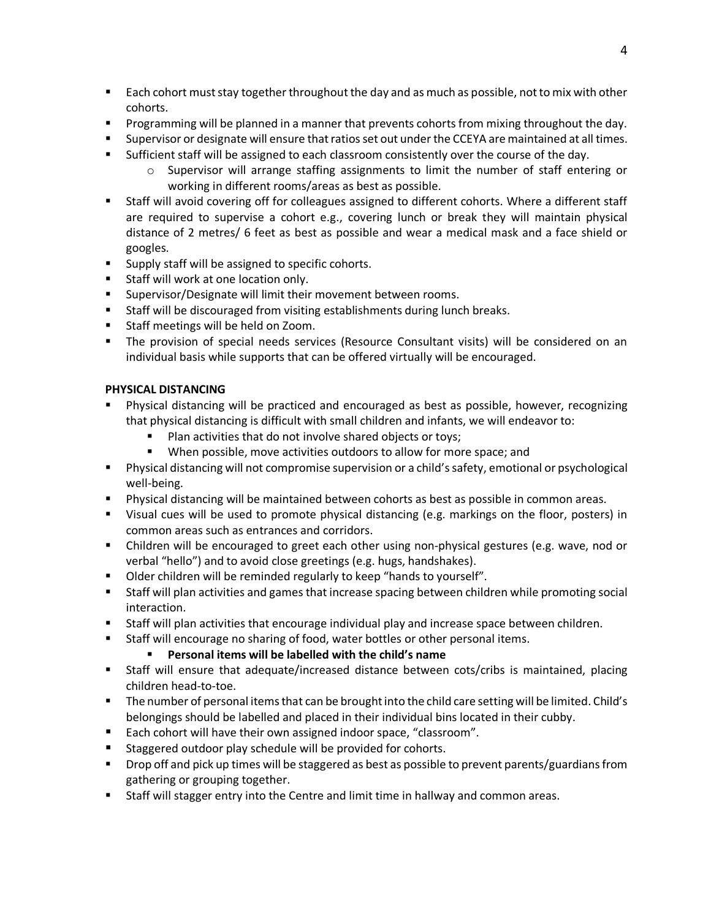- Each cohort must stay together throughout the day and as much as possible, not to mix with other cohorts.
- Programming will be planned in a manner that prevents cohorts from mixing throughout the day.
- Supervisor or designate will ensure that ratios set out under the CCEYA are maintained at all times.
- Sufficient staff will be assigned to each classroom consistently over the course of the day.
  - Supervisor will arrange staffing assignments to limit the number of staff entering or working in different rooms/areas as best as possible.
- Staff will avoid covering off for colleagues assigned to different cohorts. Where a different staff are required to supervise a cohort e.g., covering lunch or break they will maintain physical distance of 2 metres/ 6 feet as best as possible and wear a medical mask and a face shield or googles.
- Supply staff will be assigned to specific cohorts.
- Staff will work at one location only.
- Supervisor/Designate will limit their movement between rooms.
- Staff will be discouraged from visiting establishments during lunch breaks.
- Staff meetings will be held on Zoom.
- The provision of special needs services (Resource Consultant visits) will be considered on an individual basis while supports that can be offered virtually will be encouraged.

**PHYSICAL DISTANCING**

- Physical distancing will be practiced and encouraged as best as possible, however, recognizing that physical distancing is difficult with small children and infants, we will endeavor to:
  - Plan activities that do not involve shared objects or toys;
  - When possible, move activities outdoors to allow for more space; and
- Physical distancing will not compromise supervision or a child's safety, emotional or psychological well-being.
- Physical distancing will be maintained between cohorts as best as possible in common areas.
- Visual cues will be used to promote physical distancing (e.g. markings on the floor, posters) in common areas such as entrances and corridors.
- Children will be encouraged to greet each other using non-physical gestures (e.g. wave, nod or verbal "hello") and to avoid close greetings (e.g. hugs, handshakes).
- Older children will be reminded regularly to keep "hands to yourself".
- Staff will plan activities and games that increase spacing between children while promoting social interaction.
- Staff will plan activities that encourage individual play and increase space between children.
- Staff will encourage no sharing of food, water bottles or other personal items.
  - **Personal items will be labelled with the child's name**
- Staff will ensure that adequate/increased distance between cots/cribs is maintained, placing children head-to-toe.
- The number of personal items that can be brought into the child care setting will be limited. Child's belongings should be labelled and placed in their individual bins located in their cubby.
- Each cohort will have their own assigned indoor space, "classroom".
- Staggered outdoor play schedule will be provided for cohorts.
- Drop off and pick up times will be staggered as best as possible to prevent parents/guardians from gathering or grouping together.
- Staff will stagger entry into the Centre and limit time in hallway and common areas.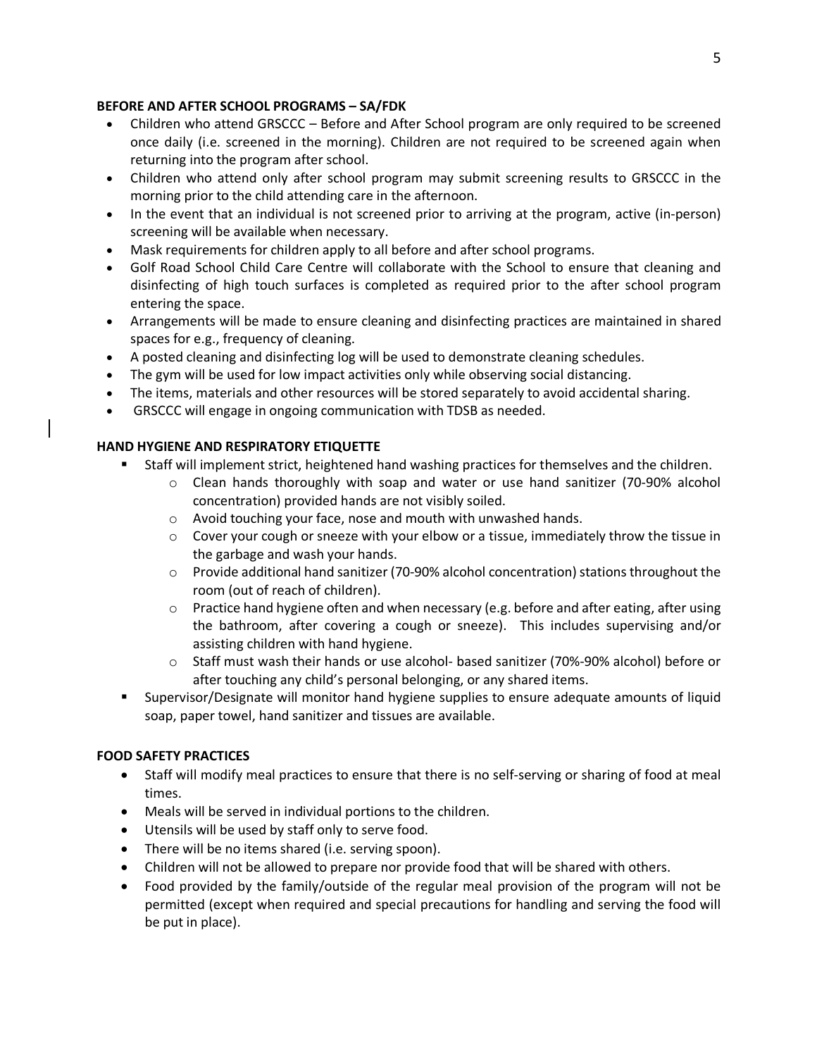**BEFORE AND AFTER SCHOOL PROGRAMS – SA/FDK**

- Children who attend GRSCCC – Before and After School program are only required to be screened once daily (i.e. screened in the morning). Children are not required to be screened again when returning into the program after school.
- Children who attend only after school program may submit screening results to GRSCCC in the morning prior to the child attending care in the afternoon.
- In the event that an individual is not screened prior to arriving at the program, active (in-person) screening will be available when necessary.
- Mask requirements for children apply to all before and after school programs.
- Golf Road School Child Care Centre will collaborate with the School to ensure that cleaning and disinfecting of high touch surfaces is completed as required prior to the after school program entering the space.
- Arrangements will be made to ensure cleaning and disinfecting practices are maintained in shared spaces for e.g., frequency of cleaning.
- A posted cleaning and disinfecting log will be used to demonstrate cleaning schedules.
- The gym will be used for low impact activities only while observing social distancing.
- The items, materials and other resources will be stored separately to avoid accidental sharing.
- GRSCCC will engage in ongoing communication with TDSB as needed.

**HAND HYGIENE AND RESPIRATORY ETIQUETTE**

- Staff will implement strict, heightened hand washing practices for themselves and the children.
  - Clean hands thoroughly with soap and water or use hand sanitizer (70-90% alcohol concentration) provided hands are not visibly soiled.
  - Avoid touching your face, nose and mouth with unwashed hands.
  - Cover your cough or sneeze with your elbow or a tissue, immediately throw the tissue in the garbage and wash your hands.
  - Provide additional hand sanitizer (70-90% alcohol concentration) stations throughout the room (out of reach of children).
  - Practice hand hygiene often and when necessary (e.g. before and after eating, after using the bathroom, after covering a cough or sneeze). This includes supervising and/or assisting children with hand hygiene.
  - Staff must wash their hands or use alcohol- based sanitizer (70%-90% alcohol) before or after touching any child's personal belonging, or any shared items.
- Supervisor/Designate will monitor hand hygiene supplies to ensure adequate amounts of liquid soap, paper towel, hand sanitizer and tissues are available.

**FOOD SAFETY PRACTICES**

- Staff will modify meal practices to ensure that there is no self-serving or sharing of food at meal times.
- Meals will be served in individual portions to the children.
- Utensils will be used by staff only to serve food.
- There will be no items shared (i.e. serving spoon).
- Children will not be allowed to prepare nor provide food that will be shared with others.
- Food provided by the family/outside of the regular meal provision of the program will not be permitted (except when required and special precautions for handling and serving the food will be put in place).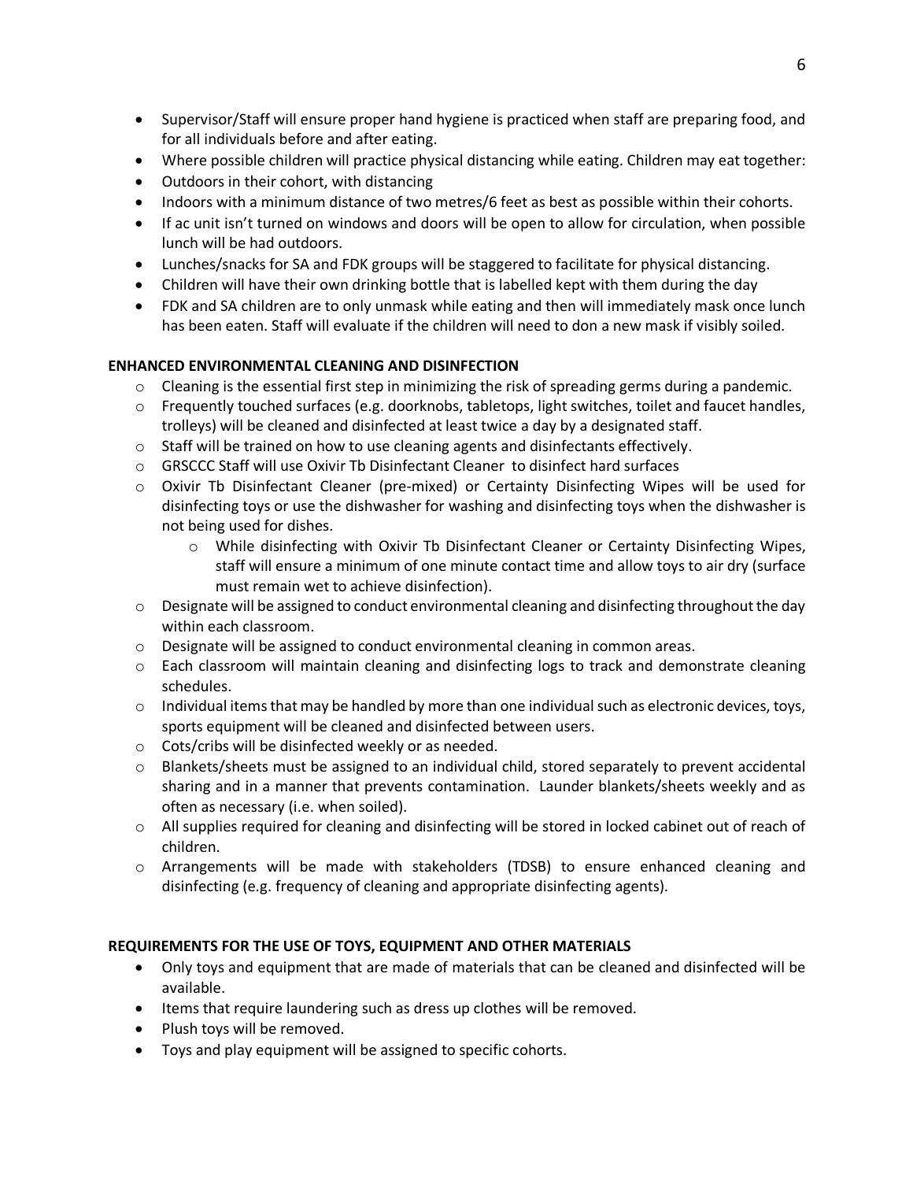- Supervisor/Staff will ensure proper hand hygiene is practiced when staff are preparing food, and for all individuals before and after eating.
- Where possible children will practice physical distancing while eating. Children may eat together:
- Outdoors in their cohort, with distancing
- Indoors with a minimum distance of two metres/6 feet as best as possible within their cohorts.
- If ac unit isn't turned on windows and doors will be open to allow for circulation, when possible lunch will be had outdoors.
- Lunches/snacks for SA and FDK groups will be staggered to facilitate for physical distancing.
- Children will have their own drinking bottle that is labelled kept with them during the day
- FDK and SA children are to only unmask while eating and then will immediately mask once lunch has been eaten. Staff will evaluate if the children will need to don a new mask if visibly soiled.

**ENHANCED ENVIRONMENTAL CLEANING AND DISINFECTION**

- Cleaning is the essential first step in minimizing the risk of spreading germs during a pandemic.
- Frequently touched surfaces (e.g. doorknobs, tabletops, light switches, toilet and faucet handles, trolleys) will be cleaned and disinfected at least twice a day by a designated staff.
- Staff will be trained on how to use cleaning agents and disinfectants effectively.
- GRSCCC Staff will use Oxivir Tb Disinfectant Cleaner to disinfect hard surfaces
- Oxivir Tb Disinfectant Cleaner (pre-mixed) or Certainty Disinfecting Wipes will be used for disinfecting toys or use the dishwasher for washing and disinfecting toys when the dishwasher is not being used for dishes.
  - While disinfecting with Oxivir Tb Disinfectant Cleaner or Certainty Disinfecting Wipes, staff will ensure a minimum of one minute contact time and allow toys to air dry (surface must remain wet to achieve disinfection).
- Designate will be assigned to conduct environmental cleaning and disinfecting throughout the day within each classroom.
- Designate will be assigned to conduct environmental cleaning in common areas.
- Each classroom will maintain cleaning and disinfecting logs to track and demonstrate cleaning schedules.
- Individual items that may be handled by more than one individual such as electronic devices, toys, sports equipment will be cleaned and disinfected between users.
- Cots/cribs will be disinfected weekly or as needed.
- Blankets/sheets must be assigned to an individual child, stored separately to prevent accidental sharing and in a manner that prevents contamination. Launder blankets/sheets weekly and as often as necessary (i.e. when soiled).
- All supplies required for cleaning and disinfecting will be stored in locked cabinet out of reach of children.
- Arrangements will be made with stakeholders (TDSB) to ensure enhanced cleaning and disinfecting (e.g. frequency of cleaning and appropriate disinfecting agents).

**REQUIREMENTS FOR THE USE OF TOYS, EQUIPMENT AND OTHER MATERIALS**

- Only toys and equipment that are made of materials that can be cleaned and disinfected will be available.
- Items that require laundering such as dress up clothes will be removed.
- Plush toys will be removed.
- Toys and play equipment will be assigned to specific cohorts.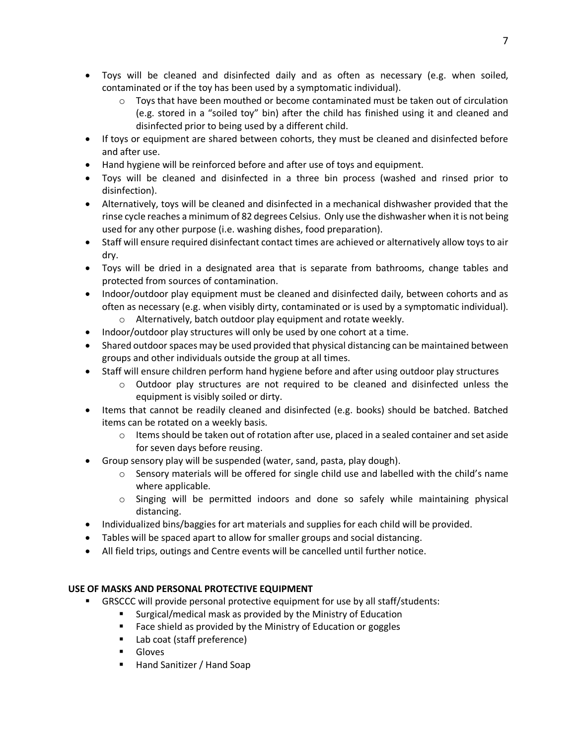- Toys will be cleaned and disinfected daily and as often as necessary (e.g. when soiled, contaminated or if the toy has been used by a symptomatic individual).
  - Toys that have been mouthed or become contaminated must be taken out of circulation (e.g. stored in a "soiled toy" bin) after the child has finished using it and cleaned and disinfected prior to being used by a different child.
- If toys or equipment are shared between cohorts, they must be cleaned and disinfected before and after use.
- Hand hygiene will be reinforced before and after use of toys and equipment.
- Toys will be cleaned and disinfected in a three bin process (washed and rinsed prior to disinfection).
- Alternatively, toys will be cleaned and disinfected in a mechanical dishwasher provided that the rinse cycle reaches a minimum of 82 degrees Celsius. Only use the dishwasher when it is not being used for any other purpose (i.e. washing dishes, food preparation).
- Staff will ensure required disinfectant contact times are achieved or alternatively allow toys to air dry.
- Toys will be dried in a designated area that is separate from bathrooms, change tables and protected from sources of contamination.
- Indoor/outdoor play equipment must be cleaned and disinfected daily, between cohorts and as often as necessary (e.g. when visibly dirty, contaminated or is used by a symptomatic individual).
  - Alternatively, batch outdoor play equipment and rotate weekly.
- Indoor/outdoor play structures will only be used by one cohort at a time.
- Shared outdoor spaces may be used provided that physical distancing can be maintained between groups and other individuals outside the group at all times.
- Staff will ensure children perform hand hygiene before and after using outdoor play structures
  - Outdoor play structures are not required to be cleaned and disinfected unless the equipment is visibly soiled or dirty.
- Items that cannot be readily cleaned and disinfected (e.g. books) should be batched. Batched items can be rotated on a weekly basis.
  - Items should be taken out of rotation after use, placed in a sealed container and set aside for seven days before reusing.
- Group sensory play will be suspended (water, sand, pasta, play dough).
  - Sensory materials will be offered for single child use and labelled with the child's name where applicable.
  - Singing will be permitted indoors and done so safely while maintaining physical distancing.
- Individualized bins/baggies for art materials and supplies for each child will be provided.
- Tables will be spaced apart to allow for smaller groups and social distancing.
- All field trips, outings and Centre events will be cancelled until further notice.

**USE OF MASKS AND PERSONAL PROTECTIVE EQUIPMENT**

- GRSCCC will provide personal protective equipment for use by all staff/students:
  - Surgical/medical mask as provided by the Ministry of Education
  - Face shield as provided by the Ministry of Education or goggles
  - Lab coat (staff preference)
  - Gloves
  - Hand Sanitizer / Hand Soap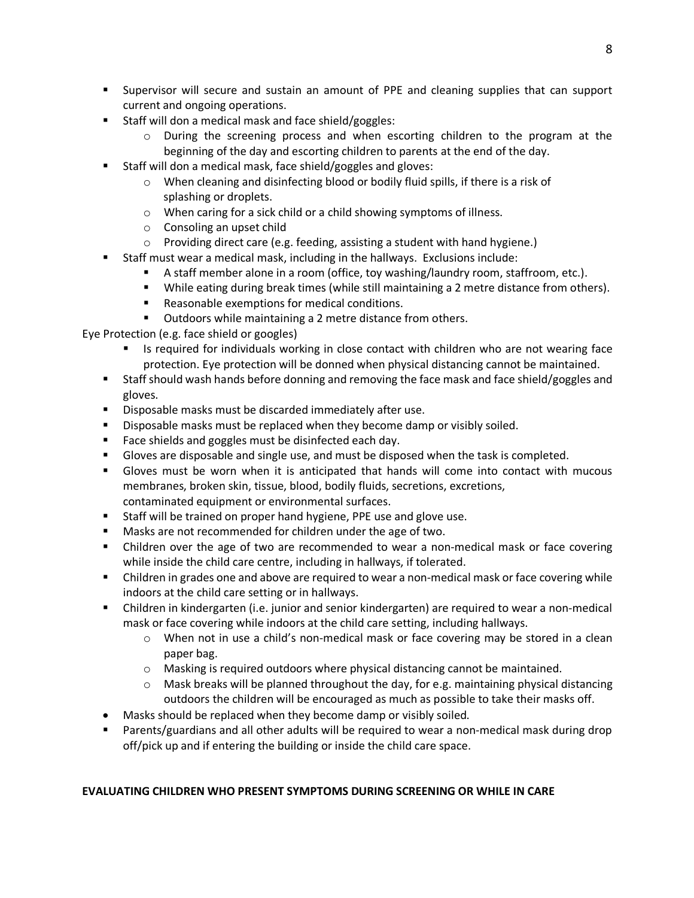- Supervisor will secure and sustain an amount of PPE and cleaning supplies that can support current and ongoing operations.
- Staff will don a medical mask and face shield/goggles:
  - During the screening process and when escorting children to the program at the beginning of the day and escorting children to parents at the end of the day.
- Staff will don a medical mask, face shield/goggles and gloves:
  - When cleaning and disinfecting blood or bodily fluid spills, if there is a risk of splashing or droplets.
  - When caring for a sick child or a child showing symptoms of illness.
  - Consoling an upset child
  - Providing direct care (e.g. feeding, assisting a student with hand hygiene.)
- Staff must wear a medical mask, including in the hallways. Exclusions include:
  - A staff member alone in a room (office, toy washing/laundry room, staffroom, etc.).
  - While eating during break times (while still maintaining a 2 metre distance from others).
  - Reasonable exemptions for medical conditions.
  - Outdoors while maintaining a 2 metre distance from others.

Eye Protection (e.g. face shield or googles)

- Is required for individuals working in close contact with children who are not wearing face protection. Eye protection will be donned when physical distancing cannot be maintained.
- Staff should wash hands before donning and removing the face mask and face shield/goggles and gloves.
- Disposable masks must be discarded immediately after use.
- Disposable masks must be replaced when they become damp or visibly soiled.
- Face shields and goggles must be disinfected each day.
- Gloves are disposable and single use, and must be disposed when the task is completed.
- Gloves must be worn when it is anticipated that hands will come into contact with mucous membranes, broken skin, tissue, blood, bodily fluids, secretions, excretions, contaminated equipment or environmental surfaces.
- Staff will be trained on proper hand hygiene, PPE use and glove use.
- Masks are not recommended for children under the age of two.
- Children over the age of two are recommended to wear a non-medical mask or face covering while inside the child care centre, including in hallways, if tolerated.
- Children in grades one and above are required to wear a non-medical mask or face covering while indoors at the child care setting or in hallways.
- Children in kindergarten (i.e. junior and senior kindergarten) are required to wear a non-medical mask or face covering while indoors at the child care setting, including hallways.
  - When not in use a child's non-medical mask or face covering may be stored in a clean paper bag.
  - Masking is required outdoors where physical distancing cannot be maintained.
  - Mask breaks will be planned throughout the day, for e.g. maintaining physical distancing outdoors the children will be encouraged as much as possible to take their masks off.
- Masks should be replaced when they become damp or visibly soiled.
- Parents/guardians and all other adults will be required to wear a non-medical mask during drop off/pick up and if entering the building or inside the child care space.

**EVALUATING CHILDREN WHO PRESENT SYMPTOMS DURING SCREENING OR WHILE IN CARE**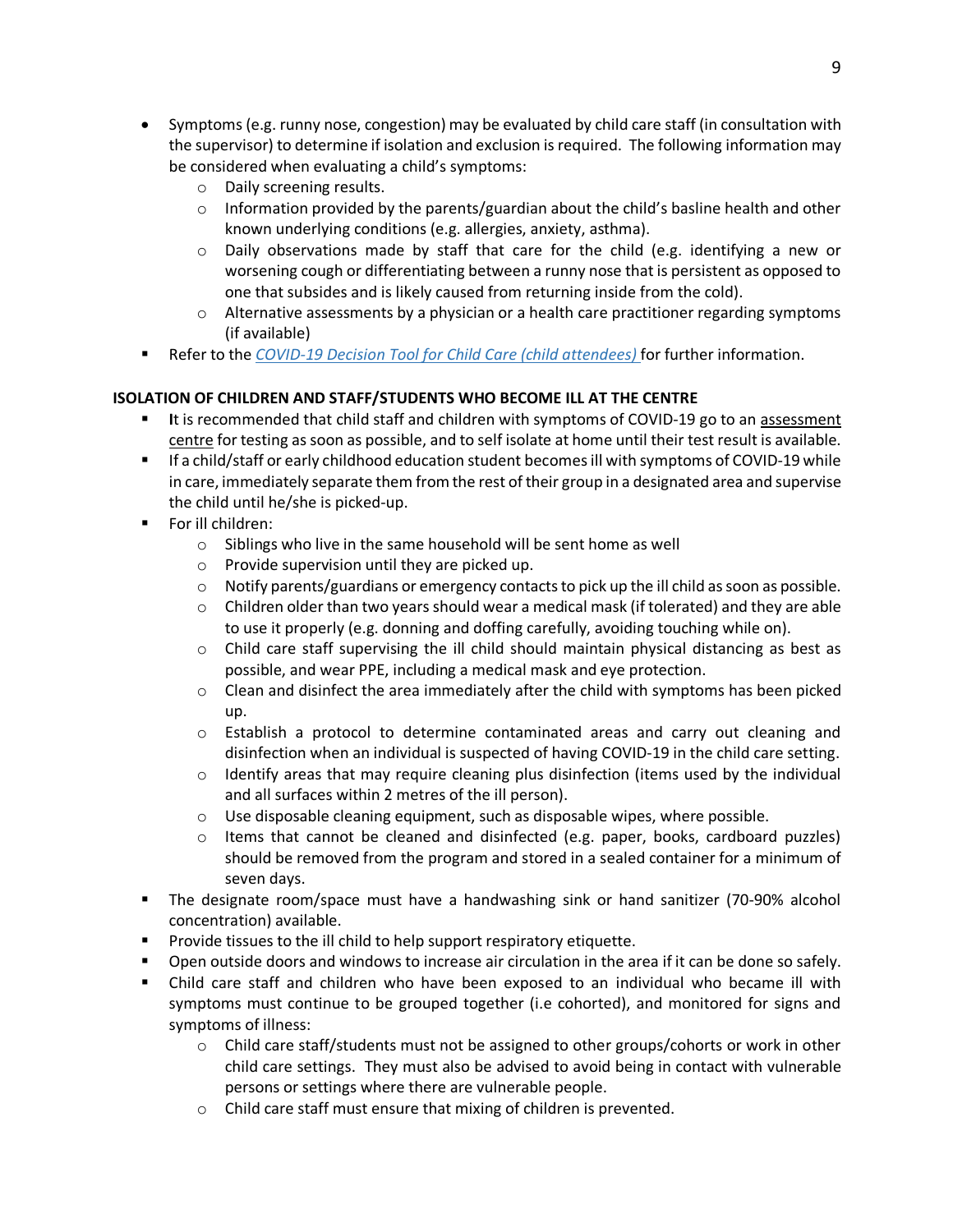- Symptoms (e.g. runny nose, congestion) may be evaluated by child care staff (in consultation with the supervisor) to determine if isolation and exclusion is required. The following information may be considered when evaluating a child's symptoms:
  - Daily screening results.
  - Information provided by the parents/guardian about the child's basline health and other known underlying conditions (e.g. allergies, anxiety, asthma).
  - Daily observations made by staff that care for the child (e.g. identifying a new or worsening cough or differentiating between a runny nose that is persistent as opposed to one that subsides and is likely caused from returning inside from the cold).
  - Alternative assessments by a physician or a health care practitioner regarding symptoms (if available)
- Refer to the *COVID-19 Decision Tool for Child Care (child attendees)* for further information.

**ISOLATION OF CHILDREN AND STAFF/STUDENTS WHO BECOME ILL AT THE CENTRE**

- **I**t is recommended that child staff and children with symptoms of COVID-19 go to an assessment centre for testing as soon as possible, and to self isolate at home until their test result is available.
- If a child/staff or early childhood education student becomes ill with symptoms of COVID-19 while in care, immediately separate them from the rest of their group in a designated area and supervise the child until he/she is picked-up.
- For ill children:
  - Siblings who live in the same household will be sent home as well
  - Provide supervision until they are picked up.
  - Notify parents/guardians or emergency contacts to pick up the ill child as soon as possible.
  - Children older than two years should wear a medical mask (if tolerated) and they are able to use it properly (e.g. donning and doffing carefully, avoiding touching while on).
  - Child care staff supervising the ill child should maintain physical distancing as best as possible, and wear PPE, including a medical mask and eye protection.
  - Clean and disinfect the area immediately after the child with symptoms has been picked up.
  - Establish a protocol to determine contaminated areas and carry out cleaning and disinfection when an individual is suspected of having COVID-19 in the child care setting.
  - Identify areas that may require cleaning plus disinfection (items used by the individual and all surfaces within 2 metres of the ill person).
  - Use disposable cleaning equipment, such as disposable wipes, where possible.
  - Items that cannot be cleaned and disinfected (e.g. paper, books, cardboard puzzles) should be removed from the program and stored in a sealed container for a minimum of seven days.
- The designate room/space must have a handwashing sink or hand sanitizer (70-90% alcohol concentration) available.
- Provide tissues to the ill child to help support respiratory etiquette.
- Open outside doors and windows to increase air circulation in the area if it can be done so safely.
- Child care staff and children who have been exposed to an individual who became ill with symptoms must continue to be grouped together (i.e cohorted), and monitored for signs and symptoms of illness:
  - Child care staff/students must not be assigned to other groups/cohorts or work in other child care settings. They must also be advised to avoid being in contact with vulnerable persons or settings where there are vulnerable people.
  - Child care staff must ensure that mixing of children is prevented.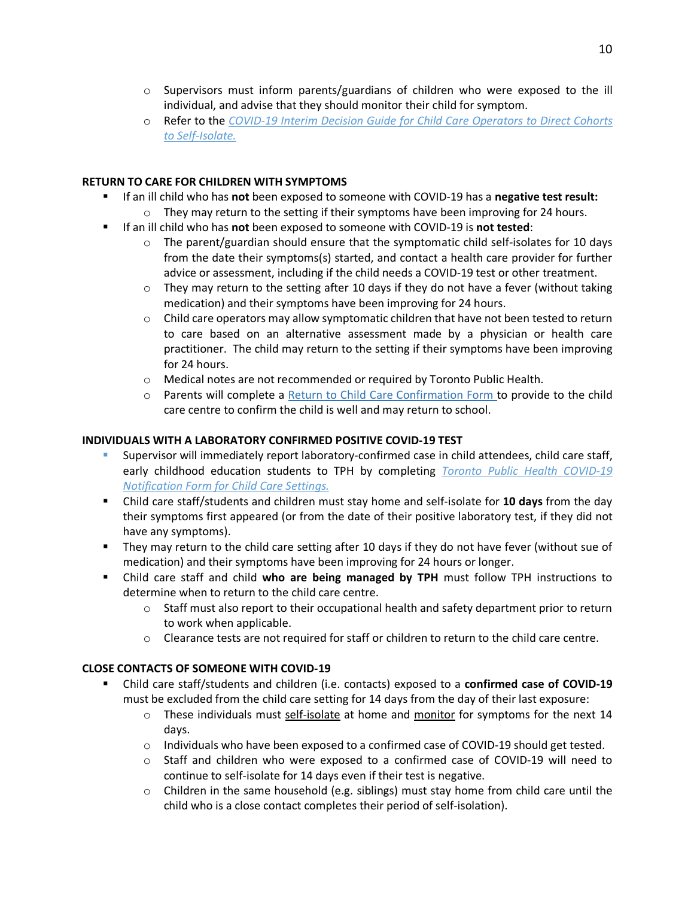- Supervisors must inform parents/guardians of children who were exposed to the ill individual, and advise that they should monitor their child for symptom.
  - Refer to the *COVID-19 Interim Decision Guide for Child Care Operators to Direct Cohorts to Self-Isolate.*

**RETURN TO CARE FOR CHILDREN WITH SYMPTOMS**

- If an ill child who has **not** been exposed to someone with COVID-19 has a **negative test result:**
  - They may return to the setting if their symptoms have been improving for 24 hours.
- If an ill child who has **not** been exposed to someone with COVID-19 is **not tested**:
  - The parent/guardian should ensure that the symptomatic child self-isolates for 10 days from the date their symptoms(s) started, and contact a health care provider for further advice or assessment, including if the child needs a COVID-19 test or other treatment.
  - They may return to the setting after 10 days if they do not have a fever (without taking medication) and their symptoms have been improving for 24 hours.
  - Child care operators may allow symptomatic children that have not been tested to return to care based on an alternative assessment made by a physician or health care practitioner. The child may return to the setting if their symptoms have been improving for 24 hours.
  - Medical notes are not recommended or required by Toronto Public Health.
  - Parents will complete a Return to Child Care Confirmation Form to provide to the child care centre to confirm the child is well and may return to school.

**INDIVIDUALS WITH A LABORATORY CONFIRMED POSITIVE COVID-19 TEST**

- Supervisor will immediately report laboratory-confirmed case in child attendees, child care staff, early childhood education students to TPH by completing *Toronto Public Health COVID-19 Notification Form for Child Care Settings.*
- Child care staff/students and children must stay home and self-isolate for **10 days** from the day their symptoms first appeared (or from the date of their positive laboratory test, if they did not have any symptoms).
- They may return to the child care setting after 10 days if they do not have fever (without sue of medication) and their symptoms have been improving for 24 hours or longer.
- Child care staff and child **who are being managed by TPH** must follow TPH instructions to determine when to return to the child care centre.
  - Staff must also report to their occupational health and safety department prior to return to work when applicable.
  - Clearance tests are not required for staff or children to return to the child care centre.

**CLOSE CONTACTS OF SOMEONE WITH COVID-19**

- Child care staff/students and children (i.e. contacts) exposed to a **confirmed case of COVID-19** must be excluded from the child care setting for 14 days from the day of their last exposure:
  - These individuals must self-isolate at home and monitor for symptoms for the next 14 days.
  - Individuals who have been exposed to a confirmed case of COVID-19 should get tested.
  - Staff and children who were exposed to a confirmed case of COVID-19 will need to continue to self-isolate for 14 days even if their test is negative.
  - Children in the same household (e.g. siblings) must stay home from child care until the child who is a close contact completes their period of self-isolation).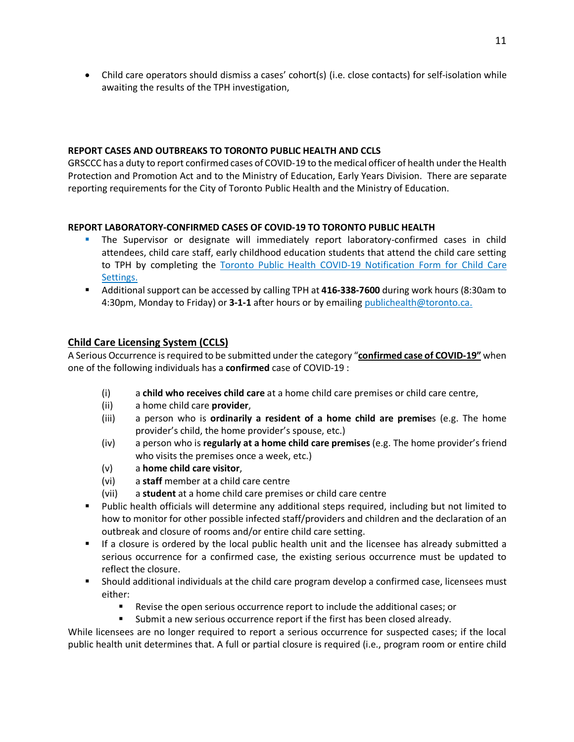- Child care operators should dismiss a cases' cohort(s) (i.e. close contacts) for self-isolation while awaiting the results of the TPH investigation,

**REPORT CASES AND OUTBREAKS TO TORONTO PUBLIC HEALTH AND CCLS**

GRSCCC has a duty to report confirmed cases of COVID-19 to the medical officer of health under the Health Protection and Promotion Act and to the Ministry of Education, Early Years Division. There are separate reporting requirements for the City of Toronto Public Health and the Ministry of Education.

**REPORT LABORATORY-CONFIRMED CASES OF COVID-19 TO TORONTO PUBLIC HEALTH**

- The Supervisor or designate will immediately report laboratory-confirmed cases in child attendees, child care staff, early childhood education students that attend the child care setting to TPH by completing the [Toronto Public Health COVID-19 Notification Form for Child Care Settings.]
- Additional support can be accessed by calling TPH at **416-338-7600** during work hours (8:30am to 4:30pm, Monday to Friday) or **3-1-1** after hours or by emailing [publichealth@toronto.ca.]

## Child Care Licensing System (CCLS)

A Serious Occurrence is required to be submitted under the category "**confirmed case of COVID-19"** when one of the following individuals has a **confirmed** case of COVID-19 :

(i) a **child who receives child care** at a home child care premises or child care centre,
(ii) a home child care **provider**,
(iii) a person who is **ordinarily a resident of a home child are premise**s (e.g. The home provider's child, the home provider's spouse, etc.)
(iv) a person who is **regularly at a home child care premises** (e.g. The home provider's friend who visits the premises once a week, etc.)
(v) a **home child care visitor**,
(vi) a **staff** member at a child care centre
(vii) a **student** at a home child care premises or child care centre

- Public health officials will determine any additional steps required, including but not limited to how to monitor for other possible infected staff/providers and children and the declaration of an outbreak and closure of rooms and/or entire child care setting.
- If a closure is ordered by the local public health unit and the licensee has already submitted a serious occurrence for a confirmed case, the existing serious occurrence must be updated to reflect the closure.
- Should additional individuals at the child care program develop a confirmed case, licensees must either:
  - Revise the open serious occurrence report to include the additional cases; or
  - Submit a new serious occurrence report if the first has been closed already.

While licensees are no longer required to report a serious occurrence for suspected cases; if the local public health unit determines that. A full or partial closure is required (i.e., program room or entire child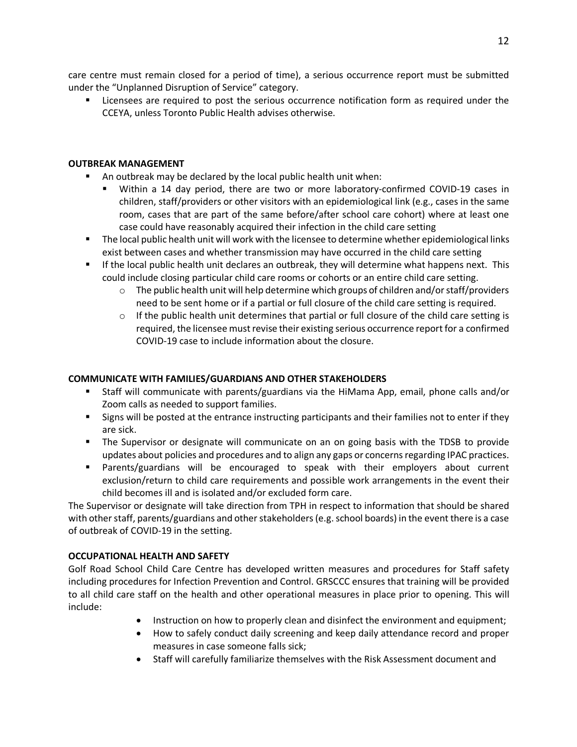care centre must remain closed for a period of time), a serious occurrence report must be submitted under the "Unplanned Disruption of Service" category.

- Licensees are required to post the serious occurrence notification form as required under the CCEYA, unless Toronto Public Health advises otherwise.

**OUTBREAK MANAGEMENT**

- An outbreak may be declared by the local public health unit when:
  - Within a 14 day period, there are two or more laboratory-confirmed COVID-19 cases in children, staff/providers or other visitors with an epidemiological link (e.g., cases in the same room, cases that are part of the same before/after school care cohort) where at least one case could have reasonably acquired their infection in the child care setting
- The local public health unit will work with the licensee to determine whether epidemiological links exist between cases and whether transmission may have occurred in the child care setting
- If the local public health unit declares an outbreak, they will determine what happens next. This could include closing particular child care rooms or cohorts or an entire child care setting.
  - The public health unit will help determine which groups of children and/or staff/providers need to be sent home or if a partial or full closure of the child care setting is required.
  - If the public health unit determines that partial or full closure of the child care setting is required, the licensee must revise their existing serious occurrence report for a confirmed COVID-19 case to include information about the closure.

**COMMUNICATE WITH FAMILIES/GUARDIANS AND OTHER STAKEHOLDERS**

- Staff will communicate with parents/guardians via the HiMama App, email, phone calls and/or Zoom calls as needed to support families.
- Signs will be posted at the entrance instructing participants and their families not to enter if they are sick.
- The Supervisor or designate will communicate on an on going basis with the TDSB to provide updates about policies and procedures and to align any gaps or concerns regarding IPAC practices.
- Parents/guardians will be encouraged to speak with their employers about current exclusion/return to child care requirements and possible work arrangements in the event their child becomes ill and is isolated and/or excluded form care.

The Supervisor or designate will take direction from TPH in respect to information that should be shared with other staff, parents/guardians and other stakeholders (e.g. school boards) in the event there is a case of outbreak of COVID-19 in the setting.

**OCCUPATIONAL HEALTH AND SAFETY**

Golf Road School Child Care Centre has developed written measures and procedures for Staff safety including procedures for Infection Prevention and Control. GRSCCC ensures that training will be provided to all child care staff on the health and other operational measures in place prior to opening. This will include:

- Instruction on how to properly clean and disinfect the environment and equipment;
- How to safely conduct daily screening and keep daily attendance record and proper measures in case someone falls sick;
- Staff will carefully familiarize themselves with the Risk Assessment document and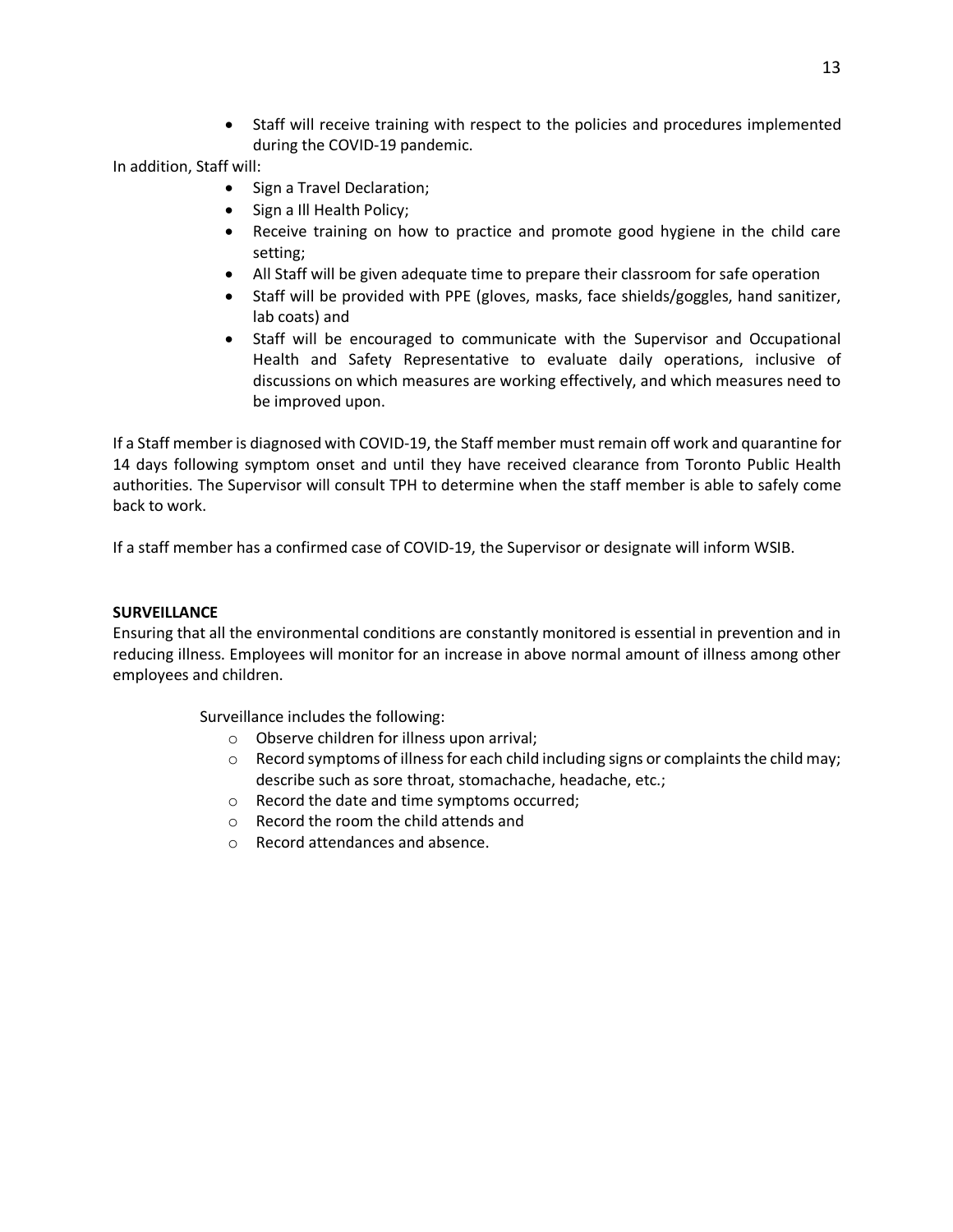- Staff will receive training with respect to the policies and procedures implemented during the COVID-19 pandemic.

In addition, Staff will:

- Sign a Travel Declaration;
- Sign a Ill Health Policy;
- Receive training on how to practice and promote good hygiene in the child care setting;
- All Staff will be given adequate time to prepare their classroom for safe operation
- Staff will be provided with PPE (gloves, masks, face shields/goggles, hand sanitizer, lab coats) and
- Staff will be encouraged to communicate with the Supervisor and Occupational Health and Safety Representative to evaluate daily operations, inclusive of discussions on which measures are working effectively, and which measures need to be improved upon.

If a Staff member is diagnosed with COVID-19, the Staff member must remain off work and quarantine for 14 days following symptom onset and until they have received clearance from Toronto Public Health authorities. The Supervisor will consult TPH to determine when the staff member is able to safely come back to work.

If a staff member has a confirmed case of COVID-19, the Supervisor or designate will inform WSIB.

**SURVEILLANCE**

Ensuring that all the environmental conditions are constantly monitored is essential in prevention and in reducing illness. Employees will monitor for an increase in above normal amount of illness among other employees and children.

Surveillance includes the following:

- Observe children for illness upon arrival;
- Record symptoms of illness for each child including signs or complaints the child may; describe such as sore throat, stomachache, headache, etc.;
- Record the date and time symptoms occurred;
- Record the room the child attends and
- Record attendances and absence.